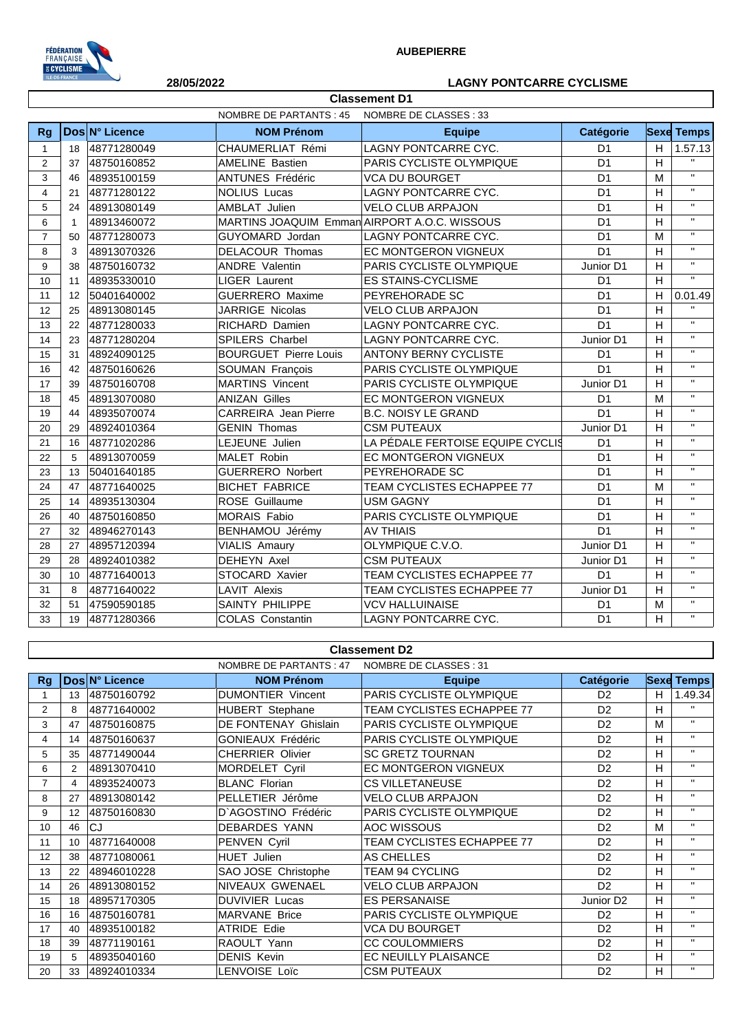FÉDÉRATION FRANÇAISE DE CYCLISME ILE-DE-FRANCE

**AUBEPIERRE**

**28/05/2022** **LAGNY PONTCARRE CYCLISME**

## Classement D1

NOMBRE DE PARTANTS : 45 NOMBRE DE CLASSES : 33

| Rg | Dos | N° Licence | NOM Prénom | Equipe | Catégorie | Sexe | Temps |
|---|---|---|---|---|---|---|---|
| 1 | 18 | 48771280049 | CHAUMERLIAT Rémi | LAGNY PONTCARRE CYC. | D1 | H | 1.57.13 |
| 2 | 37 | 48750160852 | AMELINE Bastien | PARIS CYCLISTE OLYMPIQUE | D1 | H | " |
| 3 | 46 | 48935100159 | ANTUNES Frédéric | VCA DU BOURGET | D1 | M | " |
| 4 | 21 | 48771280122 | NOLIUS Lucas | LAGNY PONTCARRE CYC. | D1 | H | " |
| 5 | 24 | 48913080149 | AMBLAT Julien | VELO CLUB ARPAJON | D1 | H | " |
| 6 | 1 | 48913460072 | MARTINS JOAQUIM Emman | AIRPORT A.O.C. WISSOUS | D1 | H | " |
| 7 | 50 | 48771280073 | GUYOMARD Jordan | LAGNY PONTCARRE CYC. | D1 | M | " |
| 8 | 3 | 48913070326 | DELACOUR Thomas | EC MONTGERON VIGNEUX | D1 | H | " |
| 9 | 38 | 48750160732 | ANDRE Valentin | PARIS CYCLISTE OLYMPIQUE | Junior D1 | H | " |
| 10 | 11 | 48935330010 | LIGER Laurent | ES STAINS-CYCLISME | D1 | H | " |
| 11 | 12 | 50401640002 | GUERRERO Maxime | PEYREHORADE SC | D1 | H | 0.01.49 |
| 12 | 25 | 48913080145 | JARRIGE Nicolas | VELO CLUB ARPAJON | D1 | H | " |
| 13 | 22 | 48771280033 | RICHARD Damien | LAGNY PONTCARRE CYC. | D1 | H | " |
| 14 | 23 | 48771280204 | SPILERS Charbel | LAGNY PONTCARRE CYC. | Junior D1 | H | " |
| 15 | 31 | 48924090125 | BOURGUET Pierre Louis | ANTONY BERNY CYCLISTE | D1 | H | " |
| 16 | 42 | 48750160626 | SOUMAN François | PARIS CYCLISTE OLYMPIQUE | D1 | H | " |
| 17 | 39 | 48750160708 | MARTINS Vincent | PARIS CYCLISTE OLYMPIQUE | Junior D1 | H | " |
| 18 | 45 | 48913070080 | ANIZAN Gilles | EC MONTGERON VIGNEUX | D1 | M | " |
| 19 | 44 | 48935070074 | CARREIRA Jean Pierre | B.C. NOISY LE GRAND | D1 | H | " |
| 20 | 29 | 48924010364 | GENIN Thomas | CSM PUTEAUX | Junior D1 | H | " |
| 21 | 16 | 48771020286 | LEJEUNE Julien | LA PÉDALE FERTOISE EQUIPE CYCLIS | D1 | H | " |
| 22 | 5 | 48913070059 | MALET Robin | EC MONTGERON VIGNEUX | D1 | H | " |
| 23 | 13 | 50401640185 | GUERRERO Norbert | PEYREHORADE SC | D1 | H | " |
| 24 | 47 | 48771640025 | BICHET FABRICE | TEAM CYCLISTES ECHAPPEE 77 | D1 | M | " |
| 25 | 14 | 48935130304 | ROSE Guillaume | USM GAGNY | D1 | H | " |
| 26 | 40 | 48750160850 | MORAIS Fabio | PARIS CYCLISTE OLYMPIQUE | D1 | H | " |
| 27 | 32 | 48946270143 | BENHAMOU Jérémy | AV THIAIS | D1 | H | " |
| 28 | 27 | 48957120394 | VIALIS Amaury | OLYMPIQUE C.V.O. | Junior D1 | H | " |
| 29 | 28 | 48924010382 | DEHEYN Axel | CSM PUTEAUX | Junior D1 | H | " |
| 30 | 10 | 48771640013 | STOCARD Xavier | TEAM CYCLISTES ECHAPPEE 77 | D1 | H | " |
| 31 | 8 | 48771640022 | LAVIT Alexis | TEAM CYCLISTES ECHAPPEE 77 | Junior D1 | H | " |
| 32 | 51 | 47590590185 | SAINTY PHILIPPE | VCV HALLUINAISE | D1 | M | " |
| 33 | 19 | 48771280366 | COLAS Constantin | LAGNY PONTCARRE CYC. | D1 | H | " |

## Classement D2

NOMBRE DE PARTANTS : 47 NOMBRE DE CLASSES : 31

| Rg | Dos | N° Licence | NOM Prénom | Equipe | Catégorie | Sexe | Temps |
|---|---|---|---|---|---|---|---|
| 1 | 13 | 48750160792 | DUMONTIER Vincent | PARIS CYCLISTE OLYMPIQUE | D2 | H | 1.49.34 |
| 2 | 8 | 48771640002 | HUBERT Stephane | TEAM CYCLISTES ECHAPPEE 77 | D2 | H | " |
| 3 | 47 | 48750160875 | DE FONTENAY Ghislain | PARIS CYCLISTE OLYMPIQUE | D2 | M | " |
| 4 | 14 | 48750160637 | GONIEAUX Frédéric | PARIS CYCLISTE OLYMPIQUE | D2 | H | " |
| 5 | 35 | 48771490044 | CHERRIER Olivier | SC GRETZ TOURNAN | D2 | H | " |
| 6 | 2 | 48913070410 | MORDELET Cyril | EC MONTGERON VIGNEUX | D2 | H | " |
| 7 | 4 | 48935240073 | BLANC Florian | CS VILLETANEUSE | D2 | H | " |
| 8 | 27 | 48913080142 | PELLETIER Jérôme | VELO CLUB ARPAJON | D2 | H | " |
| 9 | 12 | 48750160830 | D`AGOSTINO Frédéric | PARIS CYCLISTE OLYMPIQUE | D2 | H | " |
| 10 | 46 | CJ | DEBARDES YANN | AOC WISSOUS | D2 | M | " |
| 11 | 10 | 48771640008 | PENVEN Cyril | TEAM CYCLISTES ECHAPPEE 77 | D2 | H | " |
| 12 | 38 | 48771080061 | HUET Julien | AS CHELLES | D2 | H | " |
| 13 | 22 | 48946010228 | SAO JOSE Christophe | TEAM 94 CYCLING | D2 | H | " |
| 14 | 26 | 48913080152 | NIVEAUX GWENAEL | VELO CLUB ARPAJON | D2 | H | " |
| 15 | 18 | 48957170305 | DUVIVIER Lucas | ES PERSANAISE | Junior D2 | H | " |
| 16 | 16 | 48750160781 | MARVANE Brice | PARIS CYCLISTE OLYMPIQUE | D2 | H | " |
| 17 | 40 | 48935100182 | ATRIDE Edie | VCA DU BOURGET | D2 | H | " |
| 18 | 39 | 48771190161 | RAOULT Yann | CC COULOMMIERS | D2 | H | " |
| 19 | 5 | 48935040160 | DENIS Kevin | EC NEUILLY PLAISANCE | D2 | H | " |
| 20 | 33 | 48924010334 | LENVOISE Loïc | CSM PUTEAUX | D2 | H | " |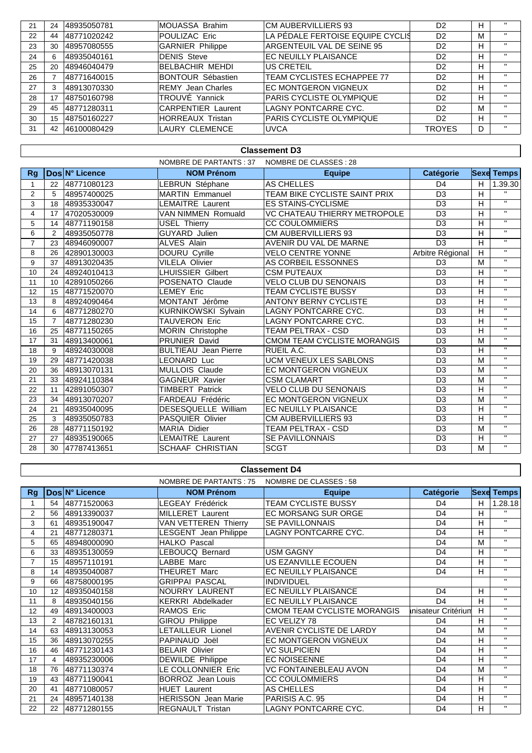| Rg | Dos | N° Licence | NOM Prénom | Equipe | Catégorie | Sexe | Temps |
|---|---|---|---|---|---|---|---|
| 21 | 24 | 48935050781 | MOUASSA Brahim | CM AUBERVILLIERS 93 | D2 | H | " |
| 22 | 44 | 48771020242 | POULIZAC Eric | LA PÉDALE FERTOISE EQUIPE CYCLIS | D2 | M | " |
| 23 | 30 | 48957080555 | GARNIER Philippe | ARGENTEUIL VAL DE SEINE 95 | D2 | H | " |
| 24 | 6 | 48935040161 | DENIS Steve | EC NEUILLY PLAISANCE | D2 | H | " |
| 25 | 20 | 48946040479 | BELBACHIR MEHDI | US CRETEIL | D2 | H | " |
| 26 | 7 | 48771640015 | BONTOUR Sébastien | TEAM CYCLISTES ECHAPPEE 77 | D2 | H | " |
| 27 | 3 | 48913070330 | REMY Jean Charles | EC MONTGERON VIGNEUX | D2 | H | " |
| 28 | 17 | 48750160798 | TROUVÉ Yannick | PARIS CYCLISTE OLYMPIQUE | D2 | H | " |
| 29 | 45 | 48771280311 | CARPENTIER Laurent | LAGNY PONTCARRE CYC. | D2 | M | " |
| 30 | 15 | 48750160227 | HORREAUX Tristan | PARIS CYCLISTE OLYMPIQUE | D2 | H | " |
| 31 | 42 | 46100080429 | LAURY CLEMENCE | UVCA | TROYES | D | " |

## Classement D3

NOMBRE DE PARTANTS : 37 NOMBRE DE CLASSES : 28

| Rg | Dos | N° Licence | NOM Prénom | Equipe | Catégorie | Sexe | Temps |
|---|---|---|---|---|---|---|---|
| 1 | 22 | 48771080123 | LEBRUN Stéphane | AS CHELLES | D4 | H | 1.39.30 |
| 2 | 5 | 48957400025 | MARTIN Emmanuel | TEAM BIKE CYCLISTE SAINT PRIX | D3 | H | " |
| 3 | 18 | 48935330047 | LEMAITRE Laurent | ES STAINS-CYCLISME | D3 | H | " |
| 4 | 17 | 47020530009 | VAN NIMMEN Romuald | VC CHATEAU THIERRY METROPOLE | D3 | H | " |
| 5 | 14 | 48771190158 | USEL Thierry | CC COULOMMIERS | D3 | H | " |
| 6 | 2 | 48935050778 | GUYARD Julien | CM AUBERVILLIERS 93 | D3 | H | " |
| 7 | 23 | 48946090007 | ALVES Alain | AVENIR DU VAL DE MARNE | D3 | H | " |
| 8 | 26 | 42890130003 | DOURU Cyrille | VELO CENTRE YONNE | Arbitre Régional | H | " |
| 9 | 37 | 48913020435 | VILELA Olivier | AS CORBEIL ESSONNES | D3 | M | " |
| 10 | 24 | 48924010413 | LHUISSIER Gilbert | CSM PUTEAUX | D3 | H | " |
| 11 | 10 | 42891050266 | POSENATO Claude | VELO CLUB DU SENONAIS | D3 | H | " |
| 12 | 15 | 48771520070 | LEMEY Eric | TEAM CYCLISTE BUSSY | D3 | H | " |
| 13 | 8 | 48924090464 | MONTANT Jérôme | ANTONY BERNY CYCLISTE | D3 | H | " |
| 14 | 6 | 48771280270 | KURNIKOWSKI Sylvain | LAGNY PONTCARRE CYC. | D3 | H | " |
| 15 | 7 | 48771280230 | TAUVERON Eric | LAGNY PONTCARRE CYC. | D3 | H | " |
| 16 | 25 | 48771150265 | MORIN Christophe | TEAM PELTRAX - CSD | D3 | H | " |
| 17 | 31 | 48913400061 | PRUNIER David | CMOM TEAM CYCLISTE MORANGIS | D3 | M | " |
| 18 | 9 | 48924030008 | BULTIEAU Jean Pierre | RUEIL A.C. | D3 | H | " |
| 19 | 29 | 48771420038 | LEONARD Luc | UCM VENEUX LES SABLONS | D3 | M | " |
| 20 | 36 | 48913070131 | MULLOIS Claude | EC MONTGERON VIGNEUX | D3 | M | " |
| 21 | 33 | 48924110384 | GAGNEUR Xavier | CSM CLAMART | D3 | M | " |
| 22 | 11 | 42891050307 | TIMBERT Patrick | VELO CLUB DU SENONAIS | D3 | H | " |
| 23 | 34 | 48913070207 | FARDEAU Frédéric | EC MONTGERON VIGNEUX | D3 | M | " |
| 24 | 21 | 48935040095 | DESESQUELLE William | EC NEUILLY PLAISANCE | D3 | H | " |
| 25 | 3 | 48935050783 | PASQUIER Olivier | CM AUBERVILLIERS 93 | D3 | H | " |
| 26 | 28 | 48771150192 | MARIA Didier | TEAM PELTRAX - CSD | D3 | M | " |
| 27 | 27 | 48935190065 | LEMAITRE Laurent | SE PAVILLONNAIS | D3 | H | " |
| 28 | 30 | 47787413651 | SCHAAF CHRISTIAN | SCGT | D3 | M | " |

## Classement D4

NOMBRE DE PARTANTS : 75 NOMBRE DE CLASSES : 58

| Rg | Dos | N° Licence | NOM Prénom | Equipe | Catégorie | Sexe | Temps |
|---|---|---|---|---|---|---|---|
| 1 | 54 | 48771520063 | LEGEAY Frédérick | TEAM CYCLISTE BUSSY | D4 | H | 1.28.18 |
| 2 | 56 | 48913390037 | MILLERET Laurent | EC MORSANG SUR ORGE | D4 | H | " |
| 3 | 61 | 48935190047 | VAN VETTEREN Thierry | SE PAVILLONNAIS | D4 | H | " |
| 4 | 21 | 48771280371 | LESGENT Jean Philippe | LAGNY PONTCARRE CYC. | D4 | H | " |
| 5 | 65 | 48948000090 | HALKO Pascal | | D4 | M | " |
| 6 | 33 | 48935130059 | LEBOUCQ Bernard | USM GAGNY | D4 | H | " |
| 7 | 15 | 48957110191 | LABBE Marc | US EZANVILLE ECOUEN | D4 | H | " |
| 8 | 14 | 48935040087 | THEURET Marc | EC NEUILLY PLAISANCE | D4 | H | " |
| 9 | 66 | 48758000195 | GRIPPAI PASCAL | INDIVIDUEL | | | " |
| 10 | 12 | 48935040158 | NOURRY LAURENT | EC NEUILLY PLAISANCE | D4 | H | " |
| 11 | 8 | 48935040156 | KERKRI Abdelkader | EC NEUILLY PLAISANCE | D4 | H | " |
| 12 | 49 | 48913400003 | RAMOS Eric | CMOM TEAM CYCLISTE MORANGIS | nisateur Critérium | H | " |
| 13 | 2 | 48782160131 | GIROU Philippe | EC VELIZY 78 | D4 | H | " |
| 14 | 63 | 48913130053 | LETAILLEUR Lionel | AVENIR CYCLISTE DE LARDY | D4 | M | " |
| 15 | 36 | 48913070255 | PAPINAUD Joël | EC MONTGERON VIGNEUX | D4 | H | " |
| 16 | 46 | 48771230143 | BELAIR Olivier | VC SULPICIEN | D4 | H | " |
| 17 | 4 | 48935230006 | DEWILDE Philippe | EC NOISEENNE | D4 | H | " |
| 18 | 76 | 48771130374 | LE COLLONNIER Eric | VC FONTAINEBLEAU AVON | D4 | M | " |
| 19 | 43 | 48771190041 | BORROZ Jean Louis | CC COULOMMIERS | D4 | H | " |
| 20 | 41 | 48771080057 | HUET Laurent | AS CHELLES | D4 | H | " |
| 21 | 24 | 48957140138 | HERISSON Jean Marie | PARISIS A.C. 95 | D4 | H | " |
| 22 | 22 | 48771280155 | REGNAULT Tristan | LAGNY PONTCARRE CYC. | D4 | H | " |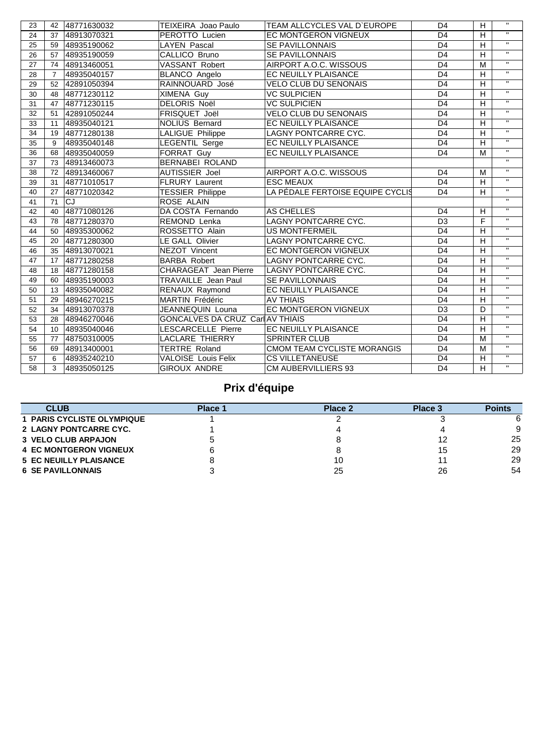| | | | | | | | |
|---|---|---|---|---|---|---|---|
| 23 | 42 | 48771630032 | TEIXEIRA Joao Paulo | TEAM ALLCYCLES VAL D`EUROPE | D4 | H | " |
| 24 | 37 | 48913070321 | PEROTTO Lucien | EC MONTGERON VIGNEUX | D4 | H | " |
| 25 | 59 | 48935190062 | LAYEN Pascal | SE PAVILLONNAIS | D4 | H | " |
| 26 | 57 | 48935190059 | CALLICO Bruno | SE PAVILLONNAIS | D4 | H | " |
| 27 | 74 | 48913460051 | VASSANT Robert | AIRPORT A.O.C. WISSOUS | D4 | M | " |
| 28 | 7 | 48935040157 | BLANCO Angelo | EC NEUILLY PLAISANCE | D4 | H | " |
| 29 | 52 | 42891050394 | RAINNOUARD José | VELO CLUB DU SENONAIS | D4 | H | " |
| 30 | 48 | 48771230112 | XIMENA Guy | VC SULPICIEN | D4 | H | " |
| 31 | 47 | 48771230115 | DELORIS Noël | VC SULPICIEN | D4 | H | " |
| 32 | 51 | 42891050244 | FRISQUET Joël | VELO CLUB DU SENONAIS | D4 | H | " |
| 33 | 11 | 48935040121 | NOLIUS Bernard | EC NEUILLY PLAISANCE | D4 | H | " |
| 34 | 19 | 48771280138 | LALIGUE Philippe | LAGNY PONTCARRE CYC. | D4 | H | " |
| 35 | 9 | 48935040148 | LEGENTIL Serge | EC NEUILLY PLAISANCE | D4 | H | " |
| 36 | 68 | 48935040059 | FORRAT Guy | EC NEUILLY PLAISANCE | D4 | M | " |
| 37 | 73 | 48913460073 | BERNABEI ROLAND | | | | " |
| 38 | 72 | 48913460067 | AUTISSIER Joel | AIRPORT A.O.C. WISSOUS | D4 | M | " |
| 39 | 31 | 48771010517 | FLRURY Laurent | ESC MEAUX | D4 | H | " |
| 40 | 27 | 48771020342 | TESSIER Philippe | LA PÉDALE FERTOISE EQUIPE CYCLIS | D4 | H | " |
| 41 | 71 | CJ | ROSE ALAIN | | | | " |
| 42 | 40 | 48771080126 | DA COSTA Fernando | AS CHELLES | D4 | H | " |
| 43 | 78 | 48771280370 | REMOND Lenka | LAGNY PONTCARRE CYC. | D3 | F | " |
| 44 | 50 | 48935300062 | ROSSETTO Alain | US MONTFERMEIL | D4 | H | " |
| 45 | 20 | 48771280300 | LE GALL Olivier | LAGNY PONTCARRE CYC. | D4 | H | " |
| 46 | 35 | 48913070021 | NEZOT Vincent | EC MONTGERON VIGNEUX | D4 | H | " |
| 47 | 17 | 48771280258 | BARBA Robert | LAGNY PONTCARRE CYC. | D4 | H | " |
| 48 | 18 | 48771280158 | CHARAGEAT Jean Pierre | LAGNY PONTCARRE CYC. | D4 | H | " |
| 49 | 60 | 48935190003 | TRAVAILLE Jean Paul | SE PAVILLONNAIS | D4 | H | " |
| 50 | 13 | 48935040082 | RENAUX Raymond | EC NEUILLY PLAISANCE | D4 | H | " |
| 51 | 29 | 48946270215 | MARTIN Frédéric | AV THIAIS | D4 | H | " |
| 52 | 34 | 48913070378 | JEANNEQUIN Louna | EC MONTGERON VIGNEUX | D3 | D | " |
| 53 | 28 | 48946270046 | GONCALVES DA CRUZ Carl | AV THIAIS | D4 | H | " |
| 54 | 10 | 48935040046 | LESCARCELLE Pierre | EC NEUILLY PLAISANCE | D4 | H | " |
| 55 | 77 | 48750310005 | LACLARE THIERRY | SPRINTER CLUB | D4 | M | " |
| 56 | 69 | 48913400001 | TERTRE Roland | CMOM TEAM CYCLISTE MORANGIS | D4 | M | " |
| 57 | 6 | 48935240210 | VALOISE Louis Felix | CS VILLETANEUSE | D4 | H | " |
| 58 | 3 | 48935050125 | GIROUX ANDRE | CM AUBERVILLIERS 93 | D4 | H | " |

## Prix d'équipe

| CLUB | Place 1 | Place 2 | Place 3 | Points |
|---|---|---|---|---|
| **1 PARIS CYCLISTE OLYMPIQUE** | 1 | 2 | 3 | 6 |
| **2 LAGNY PONTCARRE CYC.** | 1 | 4 | 4 | 9 |
| **3 VELO CLUB ARPAJON** | 5 | 8 | 12 | 25 |
| **4 EC MONTGERON VIGNEUX** | 6 | 8 | 15 | 29 |
| **5 EC NEUILLY PLAISANCE** | 8 | 10 | 11 | 29 |
| **6 SE PAVILLONNAIS** | 3 | 25 | 26 | 54 |